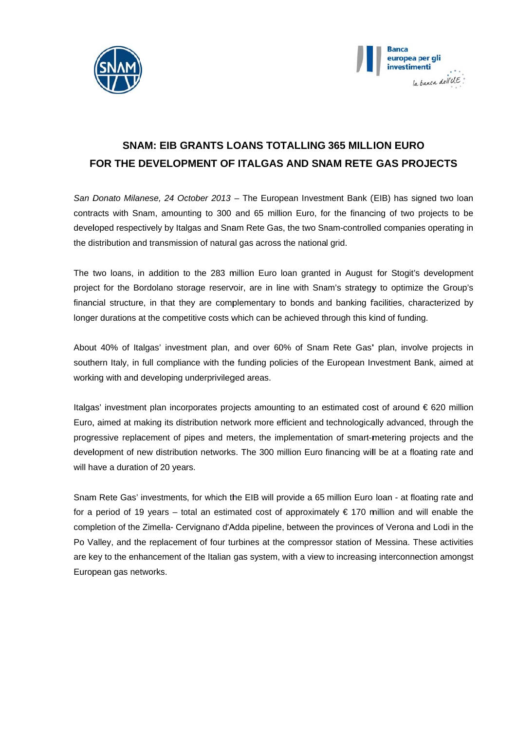# SNAM: EIB GRANTS LOANS TOTALLING 365 MILLION EURO FOR THE DEVELOPMENT OF ITALGAS AND SNAM RETE GAS PROJECTS

*San Donato Milanese, 24 October 2013* – The European Investment Bank (EIB) has signed two loan contracts with Snam, amounting to 300 and 65 million Euro, for the financing of two projects to be developed respectively by Italgas and Snam Rete Gas, the two Snam-controlled companies operating in the distribution and transmission of natural gas across the national grid.

The two loans, in addition to the 283 million Euro loan granted in August for Stogit's development project for the Bordolano storage reservoir, are in line with Snam's strategy to optimize the Group's financial structure, in that they are complementary to bonds and banking facilities, characterized by longer durations at the competitive costs which can be achieved through this kind of funding.

About 40% of Italgas' investment plan, and over 60% of Snam Rete Gas' plan, involve projects in southern Italy, in full compliance with the funding policies of the European Investment Bank, aimed at working with and developing underprivileged areas.

Italgas' investment plan incorporates projects amounting to an estimated cost of around € 620 million Euro, aimed at making its distribution network more efficient and technologically advanced, through the progressive replacement of pipes and meters, the implementation of smart-metering projects and the development of new distribution networks. The 300 million Euro financing will be at a floating rate and will have a duration of 20 years.

Snam Rete Gas' investments, for which the EIB will provide a 65 million Euro loan - at floating rate and for a period of 19 years – total an estimated cost of approximately € 170 million and will enable the completion of the Zimella- Cervignano d'Adda pipeline, between the provinces of Verona and Lodi in the Po Valley, and the replacement of four turbines at the compressor station of Messina. These activities are key to the enhancement of the Italian gas system, with a view to increasing interconnection amongst European gas networks.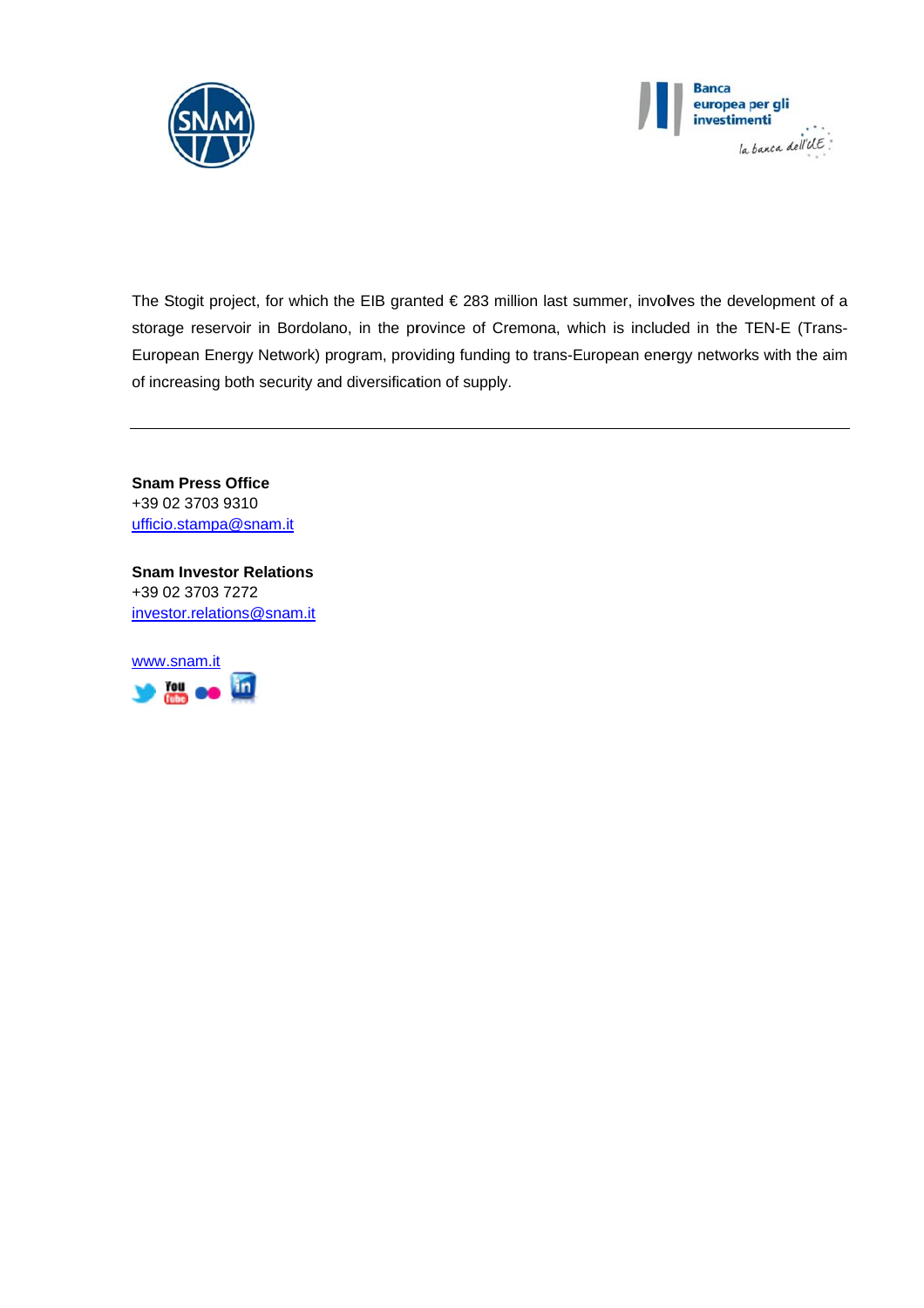The Stogit project, for which the EIB granted € 283 million last summer, involves the development of a storage reservoir in Bordolano, in the province of Cremona, which is included in the TEN-E (Trans-European Energy Network) program, providing funding to trans-European energy networks with the aim of increasing both security and diversification of supply.

---

**Snam Press Office**
+39 02 3703 9310
ufficio.stampa@snam.it

**Snam Investor Relations**
+39 02 3703 7272
investor.relations@snam.it

www.snam.it